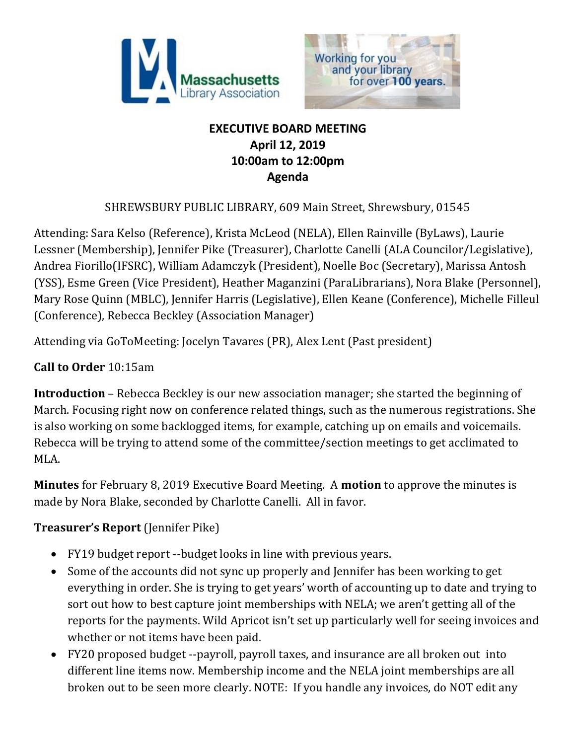Massachusetts Library Association

Working for you and your library for over 100 years.

**EXECUTIVE BOARD MEETING**
**April 12, 2019**
**10:00am to 12:00pm**
**Agenda**

SHREWSBURY PUBLIC LIBRARY, 609 Main Street, Shrewsbury, 01545

Attending: Sara Kelso (Reference), Krista McLeod (NELA), Ellen Rainville (ByLaws), Laurie Lessner (Membership), Jennifer Pike (Treasurer), Charlotte Canelli (ALA Councilor/Legislative), Andrea Fiorillo(IFSRC), William Adamczyk (President), Noelle Boc (Secretary), Marissa Antosh (YSS), Esme Green (Vice President), Heather Maganzini (ParaLibrarians), Nora Blake (Personnel), Mary Rose Quinn (MBLC), Jennifer Harris (Legislative), Ellen Keane (Conference), Michelle Filleul (Conference), Rebecca Beckley (Association Manager)

Attending via GoToMeeting: Jocelyn Tavares (PR), Alex Lent (Past president)

**Call to Order** 10:15am

**Introduction** – Rebecca Beckley is our new association manager; she started the beginning of March. Focusing right now on conference related things, such as the numerous registrations. She is also working on some backlogged items, for example, catching up on emails and voicemails. Rebecca will be trying to attend some of the committee/section meetings to get acclimated to MLA.

**Minutes** for February 8, 2019 Executive Board Meeting. A **motion** to approve the minutes is made by Nora Blake, seconded by Charlotte Canelli. All in favor.

**Treasurer's Report** (Jennifer Pike)

- FY19 budget report --budget looks in line with previous years.
- Some of the accounts did not sync up properly and Jennifer has been working to get everything in order. She is trying to get years' worth of accounting up to date and trying to sort out how to best capture joint memberships with NELA; we aren't getting all of the reports for the payments. Wild Apricot isn't set up particularly well for seeing invoices and whether or not items have been paid.
- FY20 proposed budget --payroll, payroll taxes, and insurance are all broken out into different line items now. Membership income and the NELA joint memberships are all broken out to be seen more clearly. NOTE: If you handle any invoices, do NOT edit any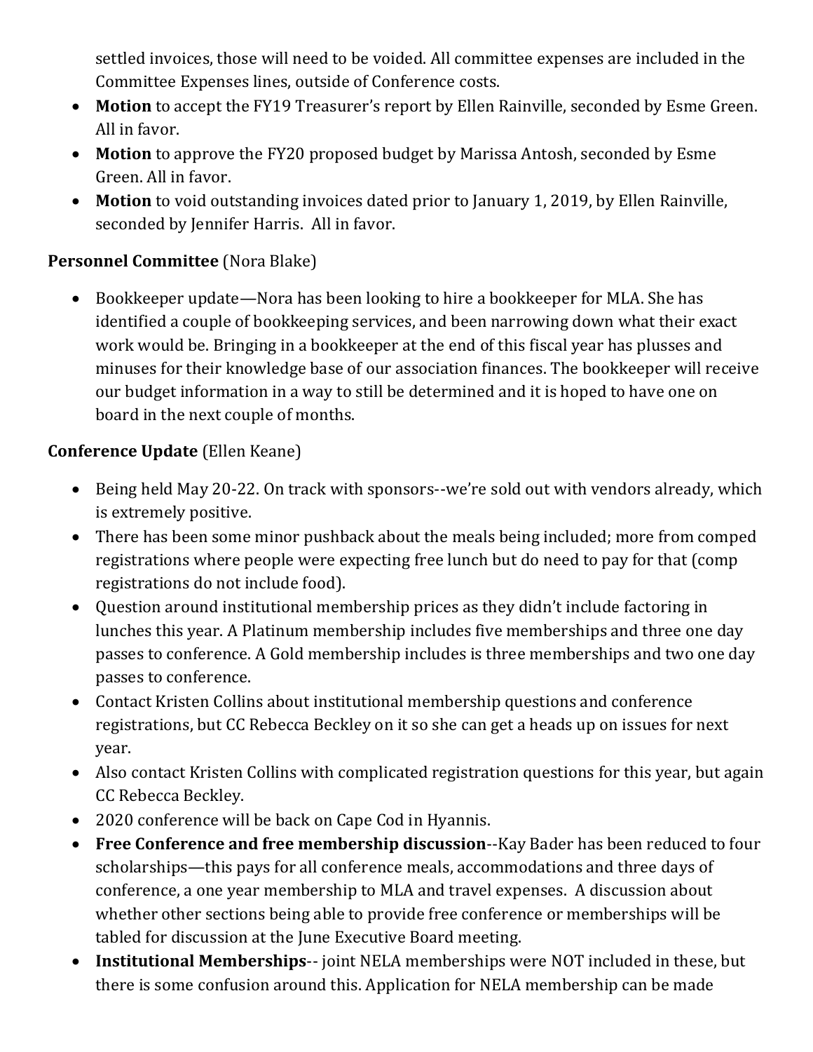settled invoices, those will need to be voided. All committee expenses are included in the Committee Expenses lines, outside of Conference costs.

- **Motion** to accept the FY19 Treasurer's report by Ellen Rainville, seconded by Esme Green. All in favor.
- **Motion** to approve the FY20 proposed budget by Marissa Antosh, seconded by Esme Green. All in favor.
- **Motion** to void outstanding invoices dated prior to January 1, 2019, by Ellen Rainville, seconded by Jennifer Harris. All in favor.

**Personnel Committee** (Nora Blake)

- Bookkeeper update—Nora has been looking to hire a bookkeeper for MLA. She has identified a couple of bookkeeping services, and been narrowing down what their exact work would be. Bringing in a bookkeeper at the end of this fiscal year has plusses and minuses for their knowledge base of our association finances. The bookkeeper will receive our budget information in a way to still be determined and it is hoped to have one on board in the next couple of months.

**Conference Update** (Ellen Keane)

- Being held May 20-22. On track with sponsors--we're sold out with vendors already, which is extremely positive.
- There has been some minor pushback about the meals being included; more from comped registrations where people were expecting free lunch but do need to pay for that (comp registrations do not include food).
- Question around institutional membership prices as they didn't include factoring in lunches this year. A Platinum membership includes five memberships and three one day passes to conference. A Gold membership includes is three memberships and two one day passes to conference.
- Contact Kristen Collins about institutional membership questions and conference registrations, but CC Rebecca Beckley on it so she can get a heads up on issues for next year.
- Also contact Kristen Collins with complicated registration questions for this year, but again CC Rebecca Beckley.
- 2020 conference will be back on Cape Cod in Hyannis.
- **Free Conference and free membership discussion**--Kay Bader has been reduced to four scholarships—this pays for all conference meals, accommodations and three days of conference, a one year membership to MLA and travel expenses. A discussion about whether other sections being able to provide free conference or memberships will be tabled for discussion at the June Executive Board meeting.
- **Institutional Memberships**-- joint NELA memberships were NOT included in these, but there is some confusion around this. Application for NELA membership can be made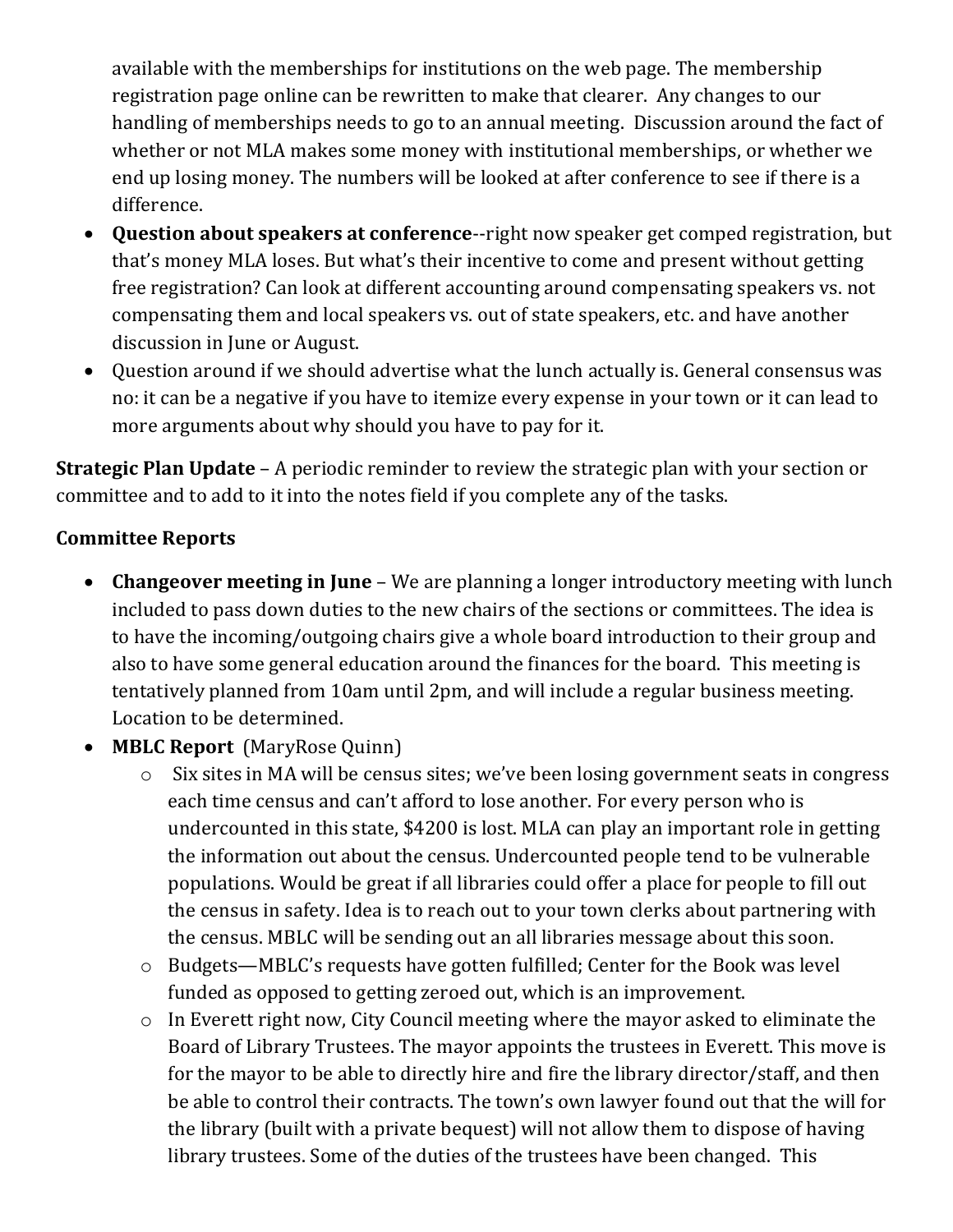available with the memberships for institutions on the web page. The membership registration page online can be rewritten to make that clearer. Any changes to our handling of memberships needs to go to an annual meeting. Discussion around the fact of whether or not MLA makes some money with institutional memberships, or whether we end up losing money. The numbers will be looked at after conference to see if there is a difference.

- **Question about speakers at conference**--right now speaker get comped registration, but that's money MLA loses. But what's their incentive to come and present without getting free registration? Can look at different accounting around compensating speakers vs. not compensating them and local speakers vs. out of state speakers, etc. and have another discussion in June or August.
- Question around if we should advertise what the lunch actually is. General consensus was no: it can be a negative if you have to itemize every expense in your town or it can lead to more arguments about why should you have to pay for it.

**Strategic Plan Update** – A periodic reminder to review the strategic plan with your section or committee and to add to it into the notes field if you complete any of the tasks.

**Committee Reports**

- **Changeover meeting in June** – We are planning a longer introductory meeting with lunch included to pass down duties to the new chairs of the sections or committees. The idea is to have the incoming/outgoing chairs give a whole board introduction to their group and also to have some general education around the finances for the board. This meeting is tentatively planned from 10am until 2pm, and will include a regular business meeting. Location to be determined.
- **MBLC Report** (MaryRose Quinn)
  - Six sites in MA will be census sites; we've been losing government seats in congress each time census and can't afford to lose another. For every person who is undercounted in this state, $4200 is lost. MLA can play an important role in getting the information out about the census. Undercounted people tend to be vulnerable populations. Would be great if all libraries could offer a place for people to fill out the census in safety. Idea is to reach out to your town clerks about partnering with the census. MBLC will be sending out an all libraries message about this soon.
  - Budgets—MBLC's requests have gotten fulfilled; Center for the Book was level funded as opposed to getting zeroed out, which is an improvement.
  - In Everett right now, City Council meeting where the mayor asked to eliminate the Board of Library Trustees. The mayor appoints the trustees in Everett. This move is for the mayor to be able to directly hire and fire the library director/staff, and then be able to control their contracts. The town's own lawyer found out that the will for the library (built with a private bequest) will not allow them to dispose of having library trustees. Some of the duties of the trustees have been changed. This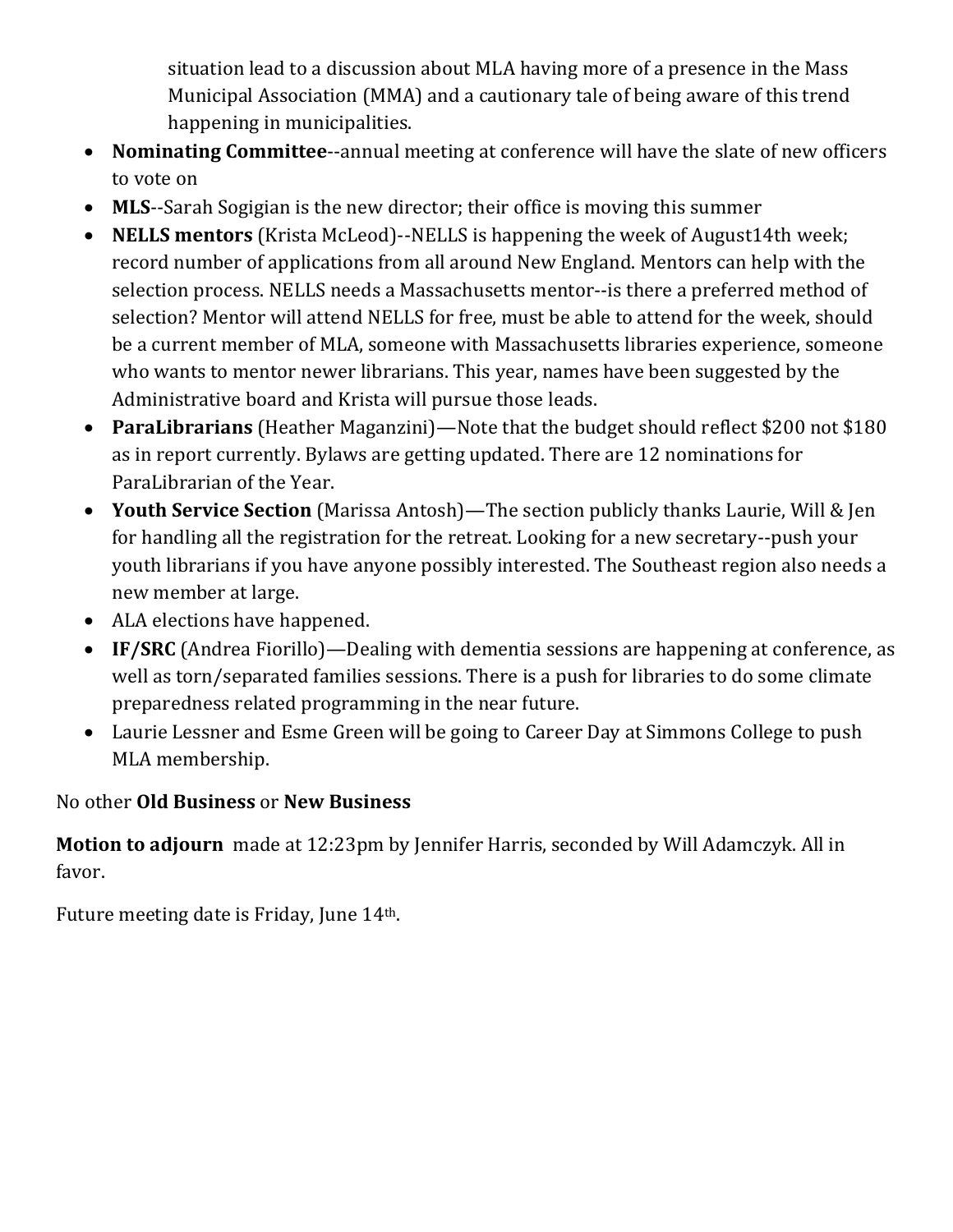situation lead to a discussion about MLA having more of a presence in the Mass Municipal Association (MMA) and a cautionary tale of being aware of this trend happening in municipalities.

- **Nominating Committee**--annual meeting at conference will have the slate of new officers to vote on
- **MLS**--Sarah Sogigian is the new director; their office is moving this summer
- **NELLS mentors** (Krista McLeod)--NELLS is happening the week of August14th week; record number of applications from all around New England. Mentors can help with the selection process. NELLS needs a Massachusetts mentor--is there a preferred method of selection? Mentor will attend NELLS for free, must be able to attend for the week, should be a current member of MLA, someone with Massachusetts libraries experience, someone who wants to mentor newer librarians. This year, names have been suggested by the Administrative board and Krista will pursue those leads.
- **ParaLibrarians** (Heather Maganzini)—Note that the budget should reflect $200 not $180 as in report currently. Bylaws are getting updated. There are 12 nominations for ParaLibrarian of the Year.
- **Youth Service Section** (Marissa Antosh)—The section publicly thanks Laurie, Will & Jen for handling all the registration for the retreat. Looking for a new secretary--push your youth librarians if you have anyone possibly interested. The Southeast region also needs a new member at large.
- ALA elections have happened.
- **IF/SRC** (Andrea Fiorillo)—Dealing with dementia sessions are happening at conference, as well as torn/separated families sessions. There is a push for libraries to do some climate preparedness related programming in the near future.
- Laurie Lessner and Esme Green will be going to Career Day at Simmons College to push MLA membership.

No other **Old Business** or **New Business**

**Motion to adjourn** made at 12:23pm by Jennifer Harris, seconded by Will Adamczyk. All in favor.

Future meeting date is Friday, June 14th.